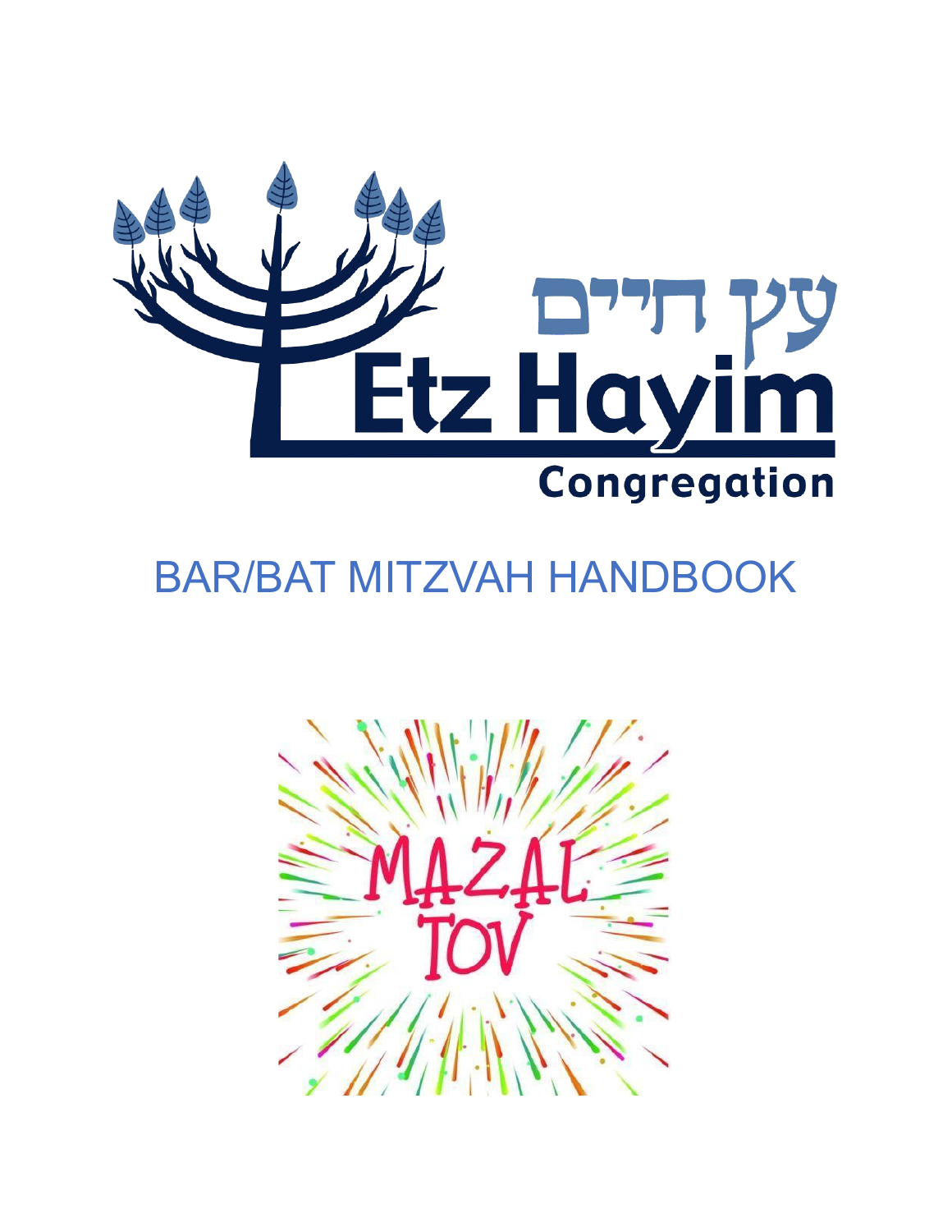עץ חיים

Etz Hayim

Congregation

# BAR/BAT MITZVAH HANDBOOK

MAZAL TOV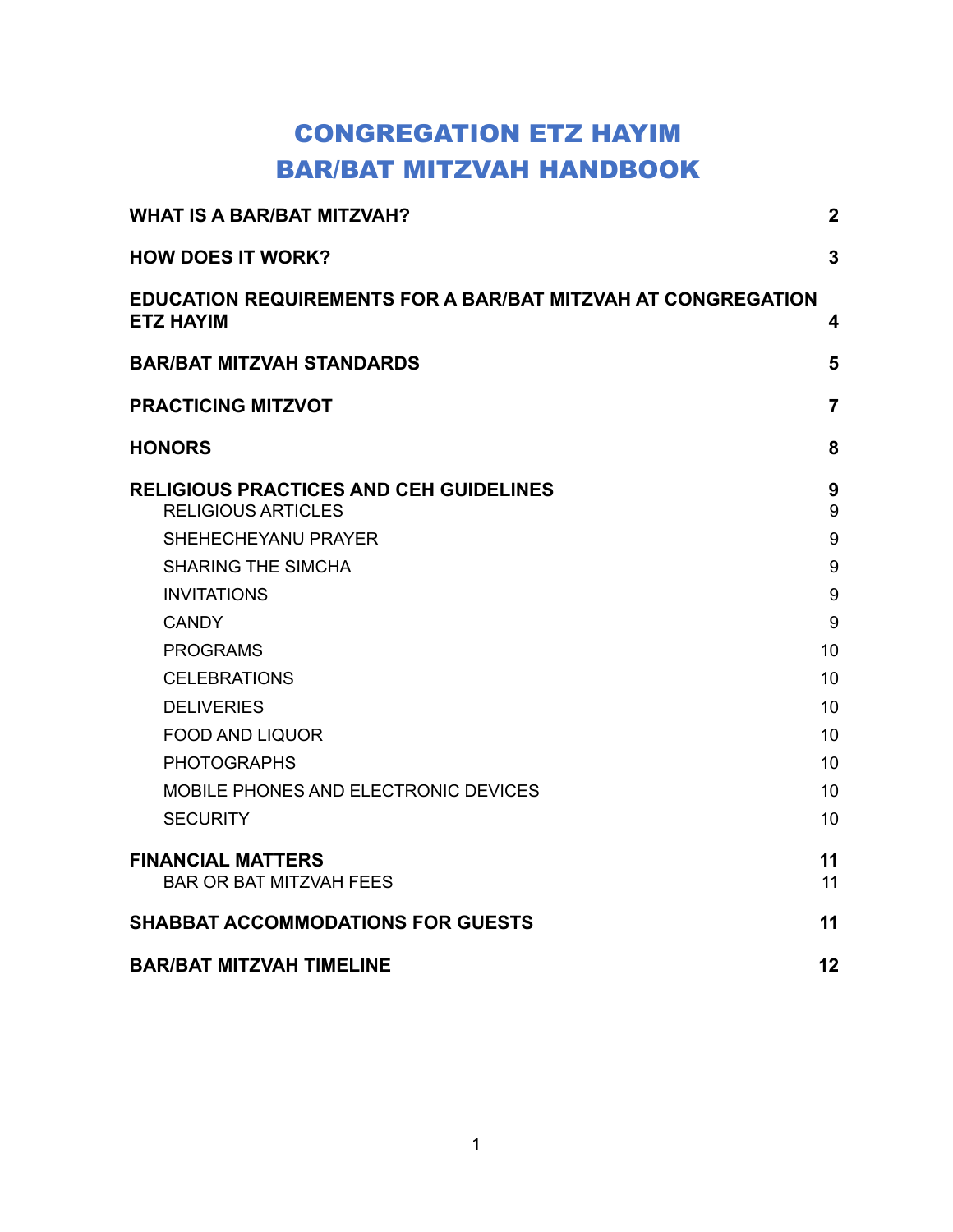# CONGREGATION ETZ HAYIM
# BAR/BAT MITZVAH HANDBOOK

| | |
|---|---|
| **WHAT IS A BAR/BAT MITZVAH?** | **2** |
| **HOW DOES IT WORK?** | **3** |
| **EDUCATION REQUIREMENTS FOR A BAR/BAT MITZVAH AT CONGREGATION ETZ HAYIM** | **4** |
| **BAR/BAT MITZVAH STANDARDS** | **5** |
| **PRACTICING MITZVOT** | **7** |
| **HONORS** | **8** |
| **RELIGIOUS PRACTICES AND CEH GUIDELINES** | **9** |
| RELIGIOUS ARTICLES | 9 |
| SHEHECHEYANU PRAYER | 9 |
| SHARING THE SIMCHA | 9 |
| INVITATIONS | 9 |
| CANDY | 9 |
| PROGRAMS | 10 |
| CELEBRATIONS | 10 |
| DELIVERIES | 10 |
| FOOD AND LIQUOR | 10 |
| PHOTOGRAPHS | 10 |
| MOBILE PHONES AND ELECTRONIC DEVICES | 10 |
| SECURITY | 10 |
| **FINANCIAL MATTERS** | **11** |
| BAR OR BAT MITZVAH FEES | 11 |
| **SHABBAT ACCOMMODATIONS FOR GUESTS** | **11** |
| **BAR/BAT MITZVAH TIMELINE** | **12** |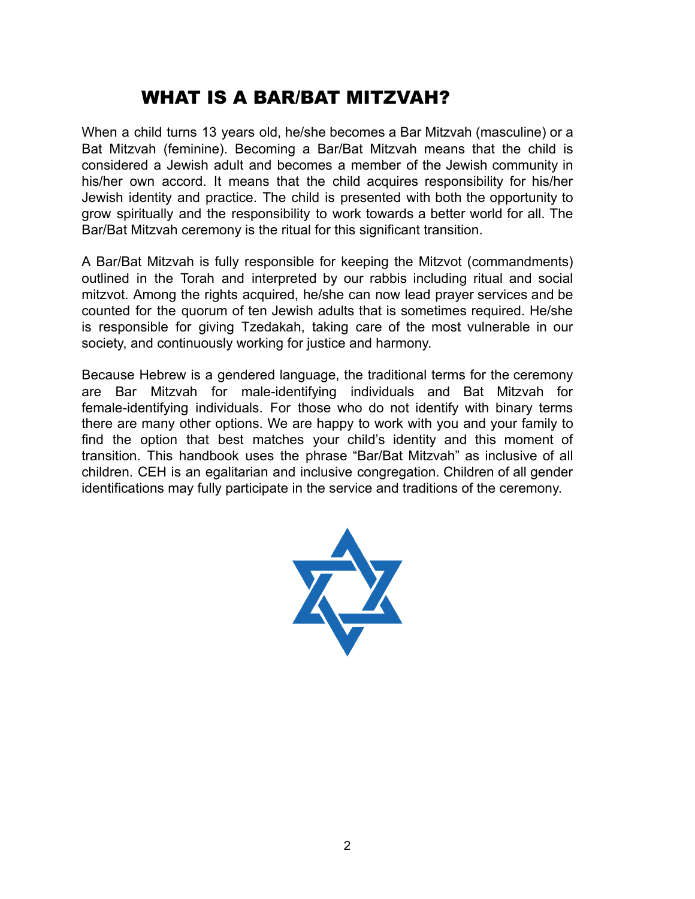# WHAT IS A BAR/BAT MITZVAH?

When a child turns 13 years old, he/she becomes a Bar Mitzvah (masculine) or a Bat Mitzvah (feminine). Becoming a Bar/Bat Mitzvah means that the child is considered a Jewish adult and becomes a member of the Jewish community in his/her own accord. It means that the child acquires responsibility for his/her Jewish identity and practice. The child is presented with both the opportunity to grow spiritually and the responsibility to work towards a better world for all. The Bar/Bat Mitzvah ceremony is the ritual for this significant transition.

A Bar/Bat Mitzvah is fully responsible for keeping the Mitzvot (commandments) outlined in the Torah and interpreted by our rabbis including ritual and social mitzvot. Among the rights acquired, he/she can now lead prayer services and be counted for the quorum of ten Jewish adults that is sometimes required. He/she is responsible for giving Tzedakah, taking care of the most vulnerable in our society, and continuously working for justice and harmony.

Because Hebrew is a gendered language, the traditional terms for the ceremony are Bar Mitzvah for male-identifying individuals and Bat Mitzvah for female-identifying individuals. For those who do not identify with binary terms there are many other options. We are happy to work with you and your family to find the option that best matches your child's identity and this moment of transition. This handbook uses the phrase "Bar/Bat Mitzvah" as inclusive of all children. CEH is an egalitarian and inclusive congregation. Children of all gender identifications may fully participate in the service and traditions of the ceremony.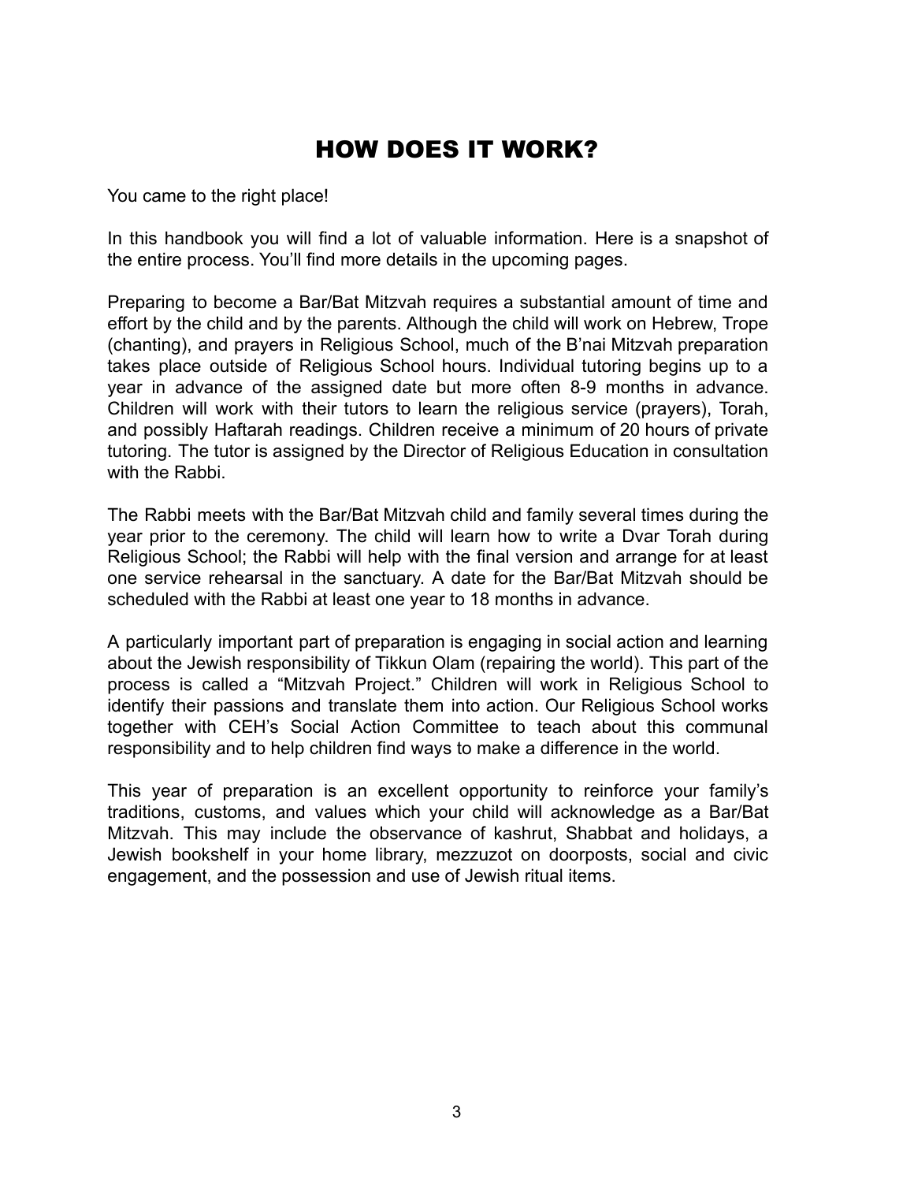# HOW DOES IT WORK?

You came to the right place!

In this handbook you will find a lot of valuable information. Here is a snapshot of the entire process. You'll find more details in the upcoming pages.

Preparing to become a Bar/Bat Mitzvah requires a substantial amount of time and effort by the child and by the parents. Although the child will work on Hebrew, Trope (chanting), and prayers in Religious School, much of the B'nai Mitzvah preparation takes place outside of Religious School hours. Individual tutoring begins up to a year in advance of the assigned date but more often 8-9 months in advance. Children will work with their tutors to learn the religious service (prayers), Torah, and possibly Haftarah readings. Children receive a minimum of 20 hours of private tutoring. The tutor is assigned by the Director of Religious Education in consultation with the Rabbi.

The Rabbi meets with the Bar/Bat Mitzvah child and family several times during the year prior to the ceremony. The child will learn how to write a Dvar Torah during Religious School; the Rabbi will help with the final version and arrange for at least one service rehearsal in the sanctuary. A date for the Bar/Bat Mitzvah should be scheduled with the Rabbi at least one year to 18 months in advance.

A particularly important part of preparation is engaging in social action and learning about the Jewish responsibility of Tikkun Olam (repairing the world). This part of the process is called a "Mitzvah Project." Children will work in Religious School to identify their passions and translate them into action. Our Religious School works together with CEH's Social Action Committee to teach about this communal responsibility and to help children find ways to make a difference in the world.

This year of preparation is an excellent opportunity to reinforce your family's traditions, customs, and values which your child will acknowledge as a Bar/Bat Mitzvah. This may include the observance of kashrut, Shabbat and holidays, a Jewish bookshelf in your home library, mezzuzot on doorposts, social and civic engagement, and the possession and use of Jewish ritual items.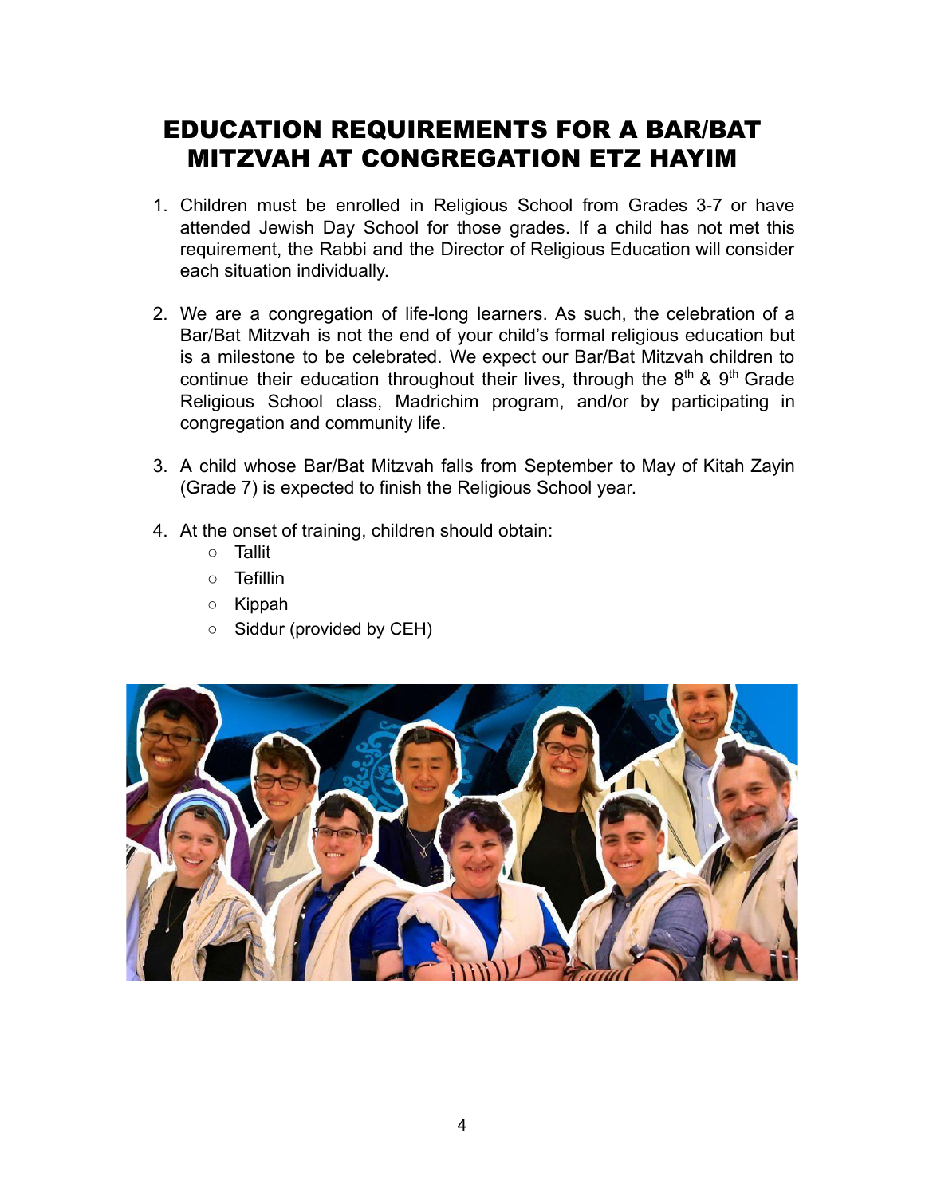# EDUCATION REQUIREMENTS FOR A BAR/BAT MITZVAH AT CONGREGATION ETZ HAYIM

1. Children must be enrolled in Religious School from Grades 3-7 or have attended Jewish Day School for those grades. If a child has not met this requirement, the Rabbi and the Director of Religious Education will consider each situation individually.

2. We are a congregation of life-long learners. As such, the celebration of a Bar/Bat Mitzvah is not the end of your child's formal religious education but is a milestone to be celebrated. We expect our Bar/Bat Mitzvah children to continue their education throughout their lives, through the 8th & 9th Grade Religious School class, Madrichim program, and/or by participating in congregation and community life.

3. A child whose Bar/Bat Mitzvah falls from September to May of Kitah Zayin (Grade 7) is expected to finish the Religious School year.

4. At the onset of training, children should obtain:
   - Tallit
   - Tefillin
   - Kippah
   - Siddur (provided by CEH)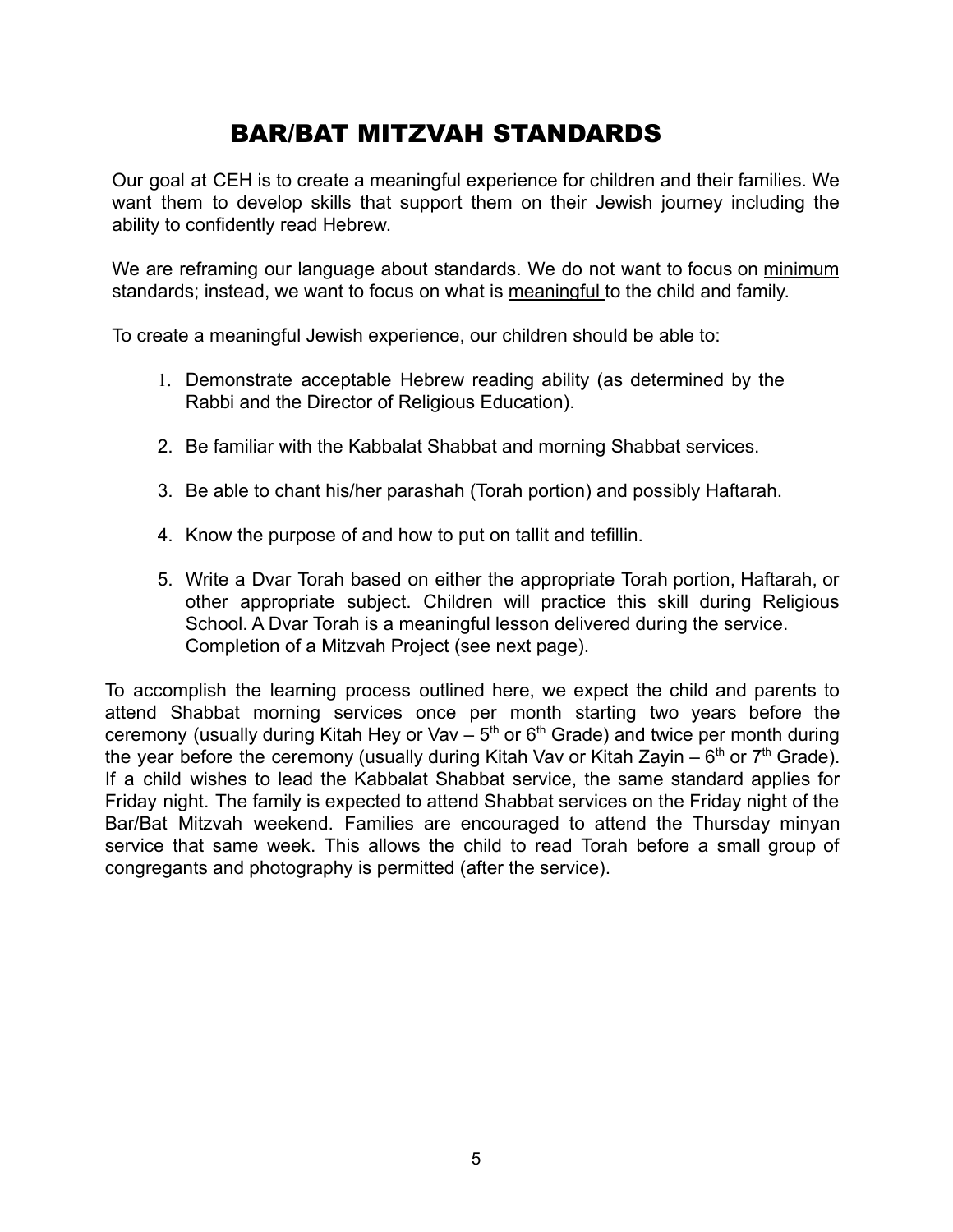# BAR/BAT MITZVAH STANDARDS

Our goal at CEH is to create a meaningful experience for children and their families. We want them to develop skills that support them on their Jewish journey including the ability to confidently read Hebrew.

We are reframing our language about standards. We do not want to focus on minimum standards; instead, we want to focus on what is meaningful to the child and family.

To create a meaningful Jewish experience, our children should be able to:

1. Demonstrate acceptable Hebrew reading ability (as determined by the Rabbi and the Director of Religious Education).

2. Be familiar with the Kabbalat Shabbat and morning Shabbat services.

3. Be able to chant his/her parashah (Torah portion) and possibly Haftarah.

4. Know the purpose of and how to put on tallit and tefillin.

5. Write a Dvar Torah based on either the appropriate Torah portion, Haftarah, or other appropriate subject. Children will practice this skill during Religious School. A Dvar Torah is a meaningful lesson delivered during the service. Completion of a Mitzvah Project (see next page).

To accomplish the learning process outlined here, we expect the child and parents to attend Shabbat morning services once per month starting two years before the ceremony (usually during Kitah Hey or Vav – 5th or 6th Grade) and twice per month during the year before the ceremony (usually during Kitah Vav or Kitah Zayin – 6th or 7th Grade). If a child wishes to lead the Kabbalat Shabbat service, the same standard applies for Friday night. The family is expected to attend Shabbat services on the Friday night of the Bar/Bat Mitzvah weekend. Families are encouraged to attend the Thursday minyan service that same week. This allows the child to read Torah before a small group of congregants and photography is permitted (after the service).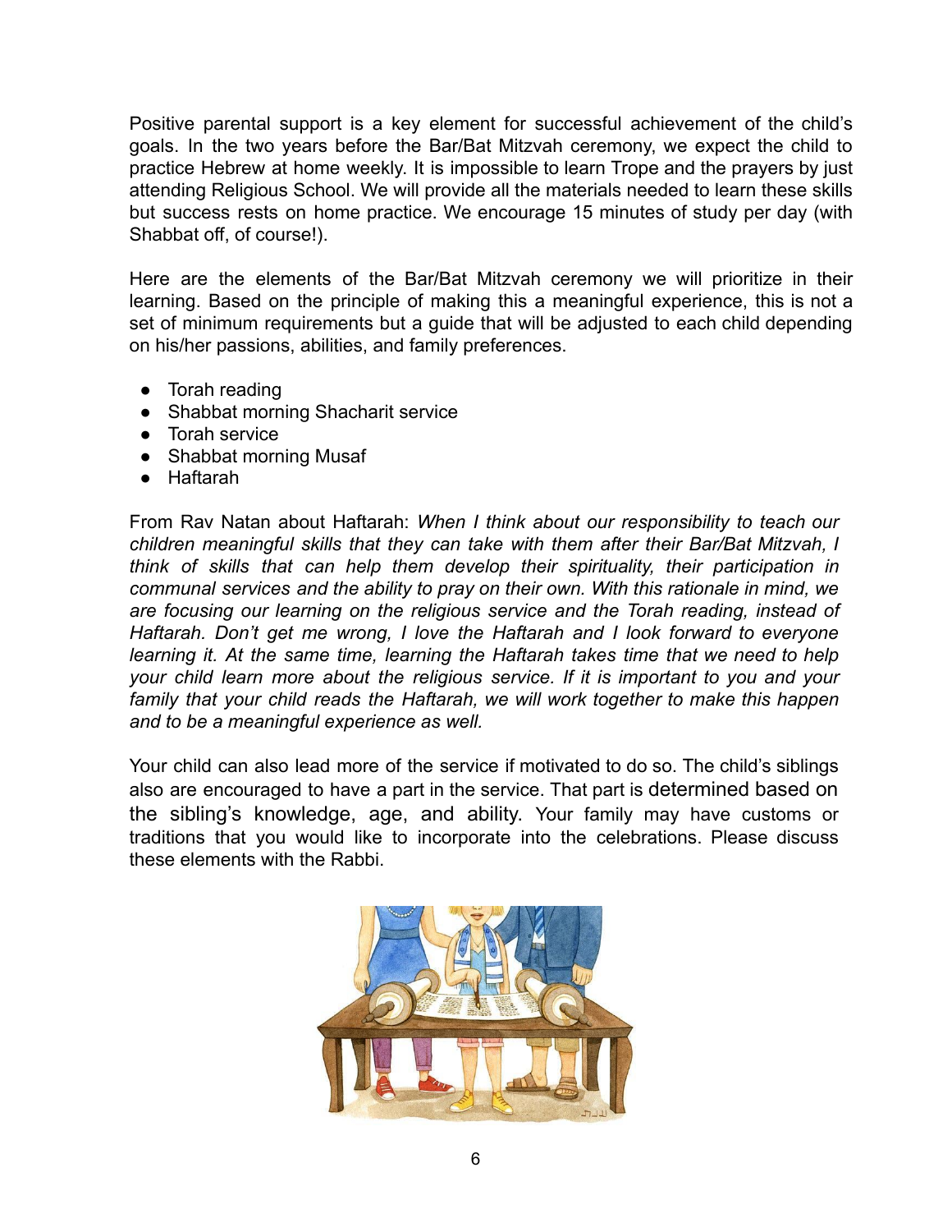Positive parental support is a key element for successful achievement of the child's goals. In the two years before the Bar/Bat Mitzvah ceremony, we expect the child to practice Hebrew at home weekly. It is impossible to learn Trope and the prayers by just attending Religious School. We will provide all the materials needed to learn these skills but success rests on home practice. We encourage 15 minutes of study per day (with Shabbat off, of course!).

Here are the elements of the Bar/Bat Mitzvah ceremony we will prioritize in their learning. Based on the principle of making this a meaningful experience, this is not a set of minimum requirements but a guide that will be adjusted to each child depending on his/her passions, abilities, and family preferences.

- Torah reading
- Shabbat morning Shacharit service
- Torah service
- Shabbat morning Musaf
- Haftarah

From Rav Natan about Haftarah: *When I think about our responsibility to teach our children meaningful skills that they can take with them after their Bar/Bat Mitzvah, I think of skills that can help them develop their spirituality, their participation in communal services and the ability to pray on their own. With this rationale in mind, we are focusing our learning on the religious service and the Torah reading, instead of Haftarah. Don't get me wrong, I love the Haftarah and I look forward to everyone learning it. At the same time, learning the Haftarah takes time that we need to help your child learn more about the religious service. If it is important to you and your family that your child reads the Haftarah, we will work together to make this happen and to be a meaningful experience as well.*

Your child can also lead more of the service if motivated to do so. The child's siblings also are encouraged to have a part in the service. That part is determined based on the sibling's knowledge, age, and ability. Your family may have customs or traditions that you would like to incorporate into the celebrations. Please discuss these elements with the Rabbi.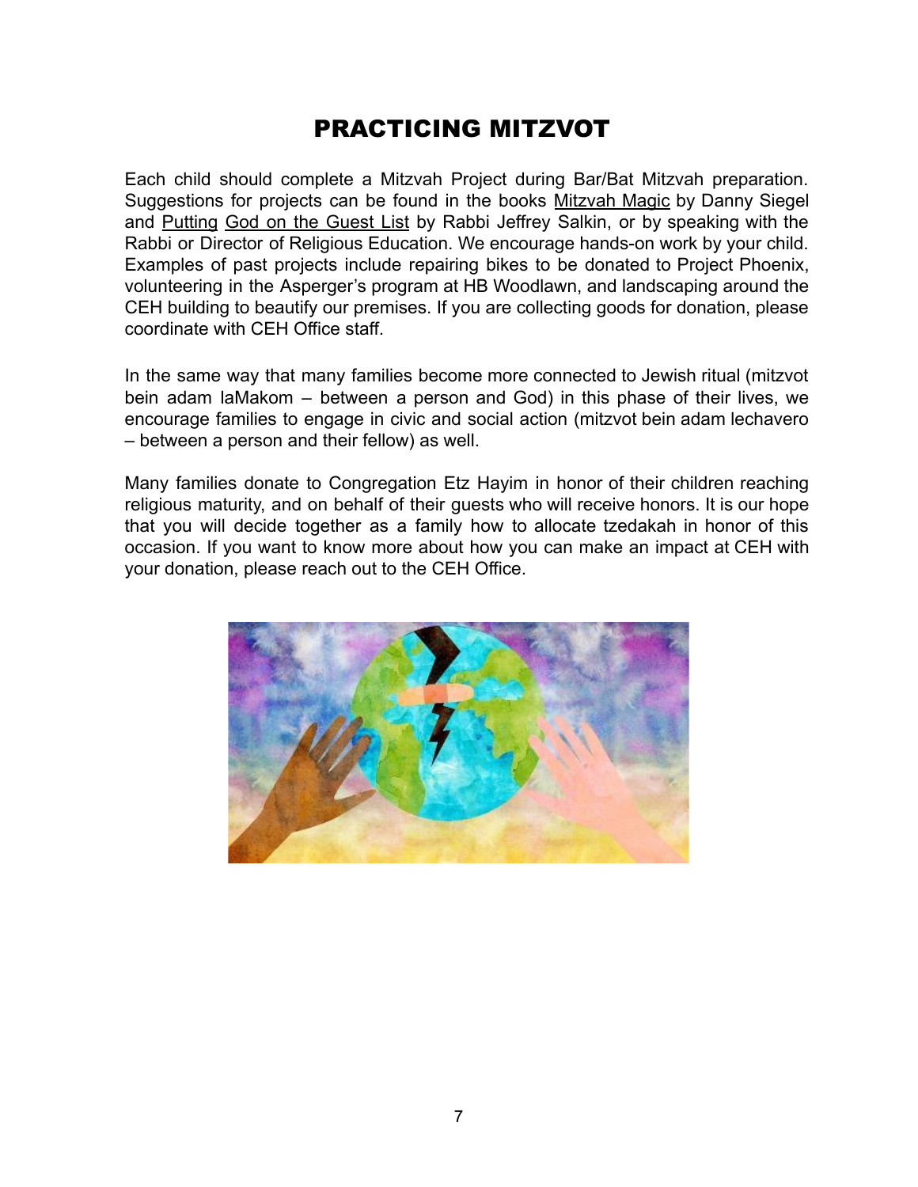# PRACTICING MITZVOT

Each child should complete a Mitzvah Project during Bar/Bat Mitzvah preparation. Suggestions for projects can be found in the books Mitzvah Magic by Danny Siegel and Putting God on the Guest List by Rabbi Jeffrey Salkin, or by speaking with the Rabbi or Director of Religious Education. We encourage hands-on work by your child. Examples of past projects include repairing bikes to be donated to Project Phoenix, volunteering in the Asperger's program at HB Woodlawn, and landscaping around the CEH building to beautify our premises. If you are collecting goods for donation, please coordinate with CEH Office staff.

In the same way that many families become more connected to Jewish ritual (mitzvot bein adam laMakom – between a person and God) in this phase of their lives, we encourage families to engage in civic and social action (mitzvot bein adam lechavero – between a person and their fellow) as well.

Many families donate to Congregation Etz Hayim in honor of their children reaching religious maturity, and on behalf of their guests who will receive honors. It is our hope that you will decide together as a family how to allocate tzedakah in honor of this occasion. If you want to know more about how you can make an impact at CEH with your donation, please reach out to the CEH Office.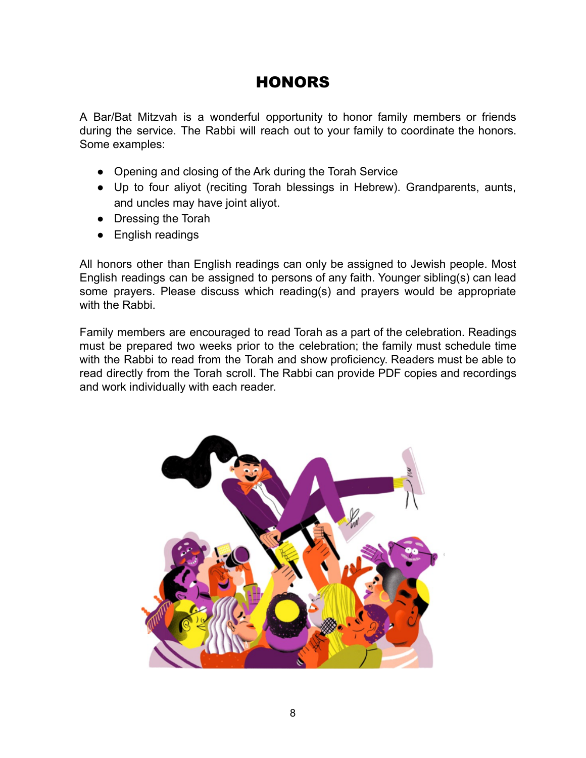# HONORS

A Bar/Bat Mitzvah is a wonderful opportunity to honor family members or friends during the service. The Rabbi will reach out to your family to coordinate the honors. Some examples:

- Opening and closing of the Ark during the Torah Service
- Up to four aliyot (reciting Torah blessings in Hebrew). Grandparents, aunts, and uncles may have joint aliyot.
- Dressing the Torah
- English readings

All honors other than English readings can only be assigned to Jewish people. Most English readings can be assigned to persons of any faith. Younger sibling(s) can lead some prayers. Please discuss which reading(s) and prayers would be appropriate with the Rabbi.

Family members are encouraged to read Torah as a part of the celebration. Readings must be prepared two weeks prior to the celebration; the family must schedule time with the Rabbi to read from the Torah and show proficiency. Readers must be able to read directly from the Torah scroll. The Rabbi can provide PDF copies and recordings and work individually with each reader.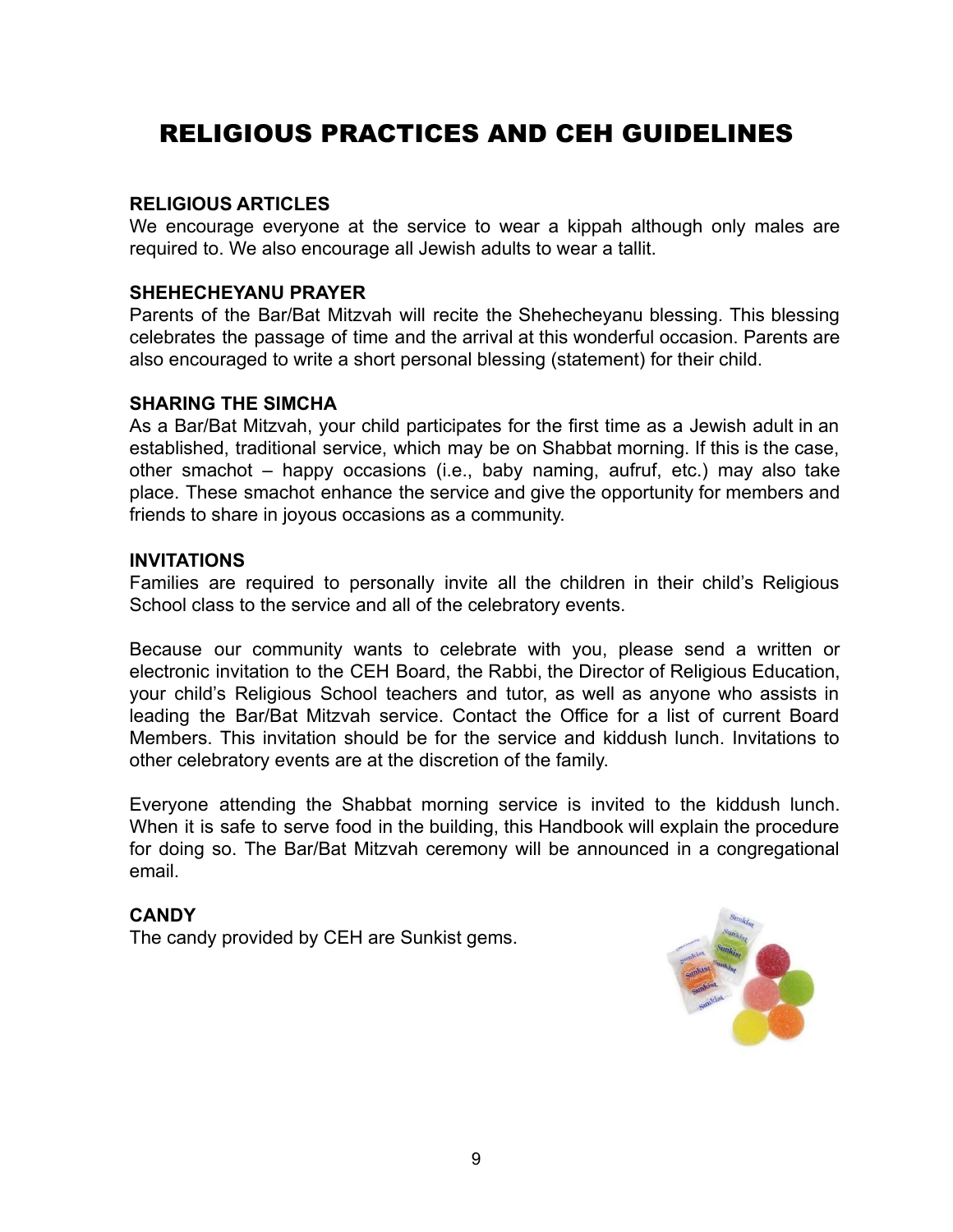# RELIGIOUS PRACTICES AND CEH GUIDELINES

**RELIGIOUS ARTICLES**

We encourage everyone at the service to wear a kippah although only males are required to. We also encourage all Jewish adults to wear a tallit.

**SHEHECHEYANU PRAYER**

Parents of the Bar/Bat Mitzvah will recite the Shehecheyanu blessing. This blessing celebrates the passage of time and the arrival at this wonderful occasion. Parents are also encouraged to write a short personal blessing (statement) for their child.

**SHARING THE SIMCHA**

As a Bar/Bat Mitzvah, your child participates for the first time as a Jewish adult in an established, traditional service, which may be on Shabbat morning. If this is the case, other smachot – happy occasions (i.e., baby naming, aufruf, etc.) may also take place. These smachot enhance the service and give the opportunity for members and friends to share in joyous occasions as a community.

**INVITATIONS**

Families are required to personally invite all the children in their child's Religious School class to the service and all of the celebratory events.

Because our community wants to celebrate with you, please send a written or electronic invitation to the CEH Board, the Rabbi, the Director of Religious Education, your child's Religious School teachers and tutor, as well as anyone who assists in leading the Bar/Bat Mitzvah service. Contact the Office for a list of current Board Members. This invitation should be for the service and kiddush lunch. Invitations to other celebratory events are at the discretion of the family.

Everyone attending the Shabbat morning service is invited to the kiddush lunch. When it is safe to serve food in the building, this Handbook will explain the procedure for doing so. The Bar/Bat Mitzvah ceremony will be announced in a congregational email.

**CANDY**

The candy provided by CEH are Sunkist gems.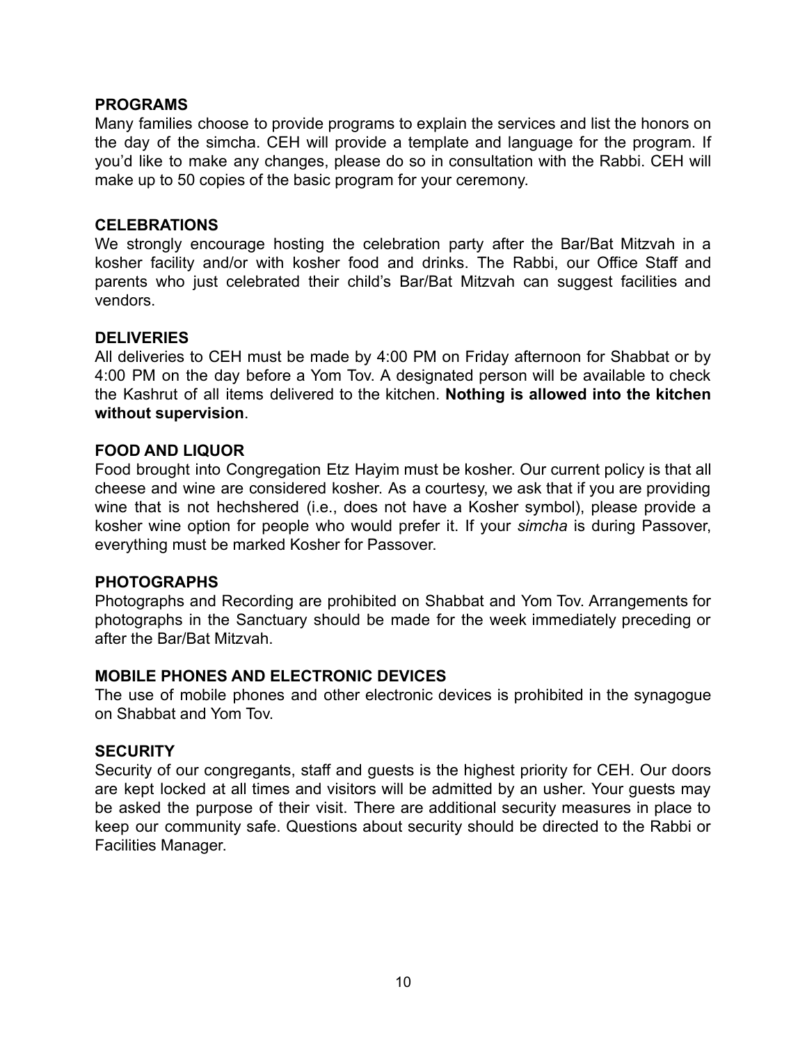## PROGRAMS

Many families choose to provide programs to explain the services and list the honors on the day of the simcha. CEH will provide a template and language for the program. If you'd like to make any changes, please do so in consultation with the Rabbi. CEH will make up to 50 copies of the basic program for your ceremony.

## CELEBRATIONS

We strongly encourage hosting the celebration party after the Bar/Bat Mitzvah in a kosher facility and/or with kosher food and drinks. The Rabbi, our Office Staff and parents who just celebrated their child's Bar/Bat Mitzvah can suggest facilities and vendors.

## DELIVERIES

All deliveries to CEH must be made by 4:00 PM on Friday afternoon for Shabbat or by 4:00 PM on the day before a Yom Tov. A designated person will be available to check the Kashrut of all items delivered to the kitchen. **Nothing is allowed into the kitchen without supervision**.

## FOOD AND LIQUOR

Food brought into Congregation Etz Hayim must be kosher. Our current policy is that all cheese and wine are considered kosher. As a courtesy, we ask that if you are providing wine that is not hechshered (i.e., does not have a Kosher symbol), please provide a kosher wine option for people who would prefer it. If your *simcha* is during Passover, everything must be marked Kosher for Passover.

## PHOTOGRAPHS

Photographs and Recording are prohibited on Shabbat and Yom Tov. Arrangements for photographs in the Sanctuary should be made for the week immediately preceding or after the Bar/Bat Mitzvah.

## MOBILE PHONES AND ELECTRONIC DEVICES

The use of mobile phones and other electronic devices is prohibited in the synagogue on Shabbat and Yom Tov.

## SECURITY

Security of our congregants, staff and guests is the highest priority for CEH. Our doors are kept locked at all times and visitors will be admitted by an usher. Your guests may be asked the purpose of their visit. There are additional security measures in place to keep our community safe. Questions about security should be directed to the Rabbi or Facilities Manager.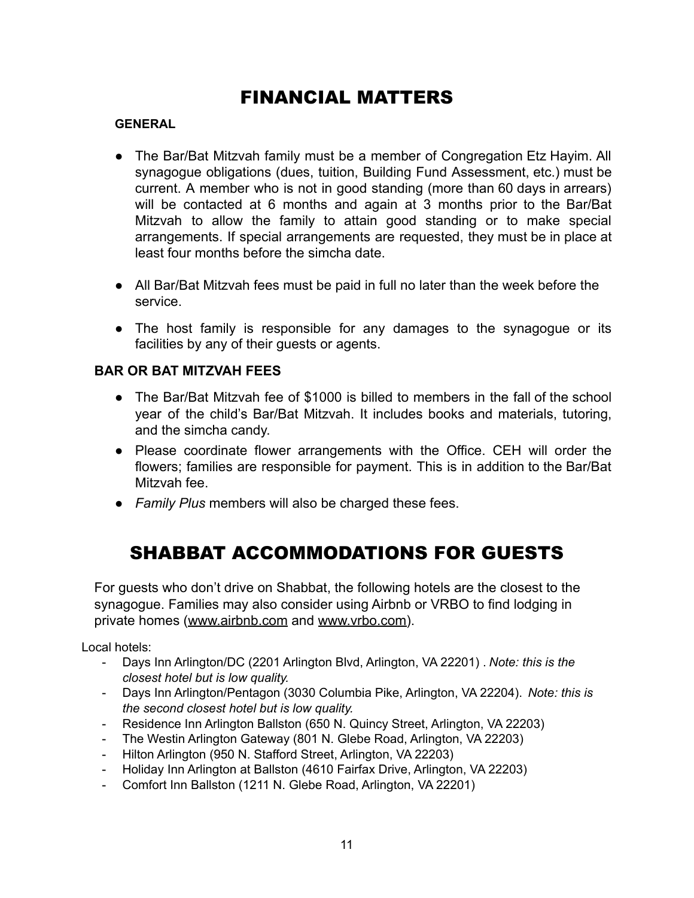# FINANCIAL MATTERS

**GENERAL**

- The Bar/Bat Mitzvah family must be a member of Congregation Etz Hayim. All synagogue obligations (dues, tuition, Building Fund Assessment, etc.) must be current. A member who is not in good standing (more than 60 days in arrears) will be contacted at 6 months and again at 3 months prior to the Bar/Bat Mitzvah to allow the family to attain good standing or to make special arrangements. If special arrangements are requested, they must be in place at least four months before the simcha date.

- All Bar/Bat Mitzvah fees must be paid in full no later than the week before the service.

- The host family is responsible for any damages to the synagogue or its facilities by any of their guests or agents.

**BAR OR BAT MITZVAH FEES**

- The Bar/Bat Mitzvah fee of $1000 is billed to members in the fall of the school year of the child's Bar/Bat Mitzvah. It includes books and materials, tutoring, and the simcha candy.
- Please coordinate flower arrangements with the Office. CEH will order the flowers; families are responsible for payment. This is in addition to the Bar/Bat Mitzvah fee.
- *Family Plus* members will also be charged these fees.

# SHABBAT ACCOMMODATIONS FOR GUESTS

For guests who don't drive on Shabbat, the following hotels are the closest to the synagogue. Families may also consider using Airbnb or VRBO to find lodging in private homes (www.airbnb.com and www.vrbo.com).

Local hotels:

- Days Inn Arlington/DC (2201 Arlington Blvd, Arlington, VA 22201) . *Note: this is the closest hotel but is low quality.*
- Days Inn Arlington/Pentagon (3030 Columbia Pike, Arlington, VA 22204). *Note: this is the second closest hotel but is low quality.*
- Residence Inn Arlington Ballston (650 N. Quincy Street, Arlington, VA 22203)
- The Westin Arlington Gateway (801 N. Glebe Road, Arlington, VA 22203)
- Hilton Arlington (950 N. Stafford Street, Arlington, VA 22203)
- Holiday Inn Arlington at Ballston (4610 Fairfax Drive, Arlington, VA 22203)
- Comfort Inn Ballston (1211 N. Glebe Road, Arlington, VA 22201)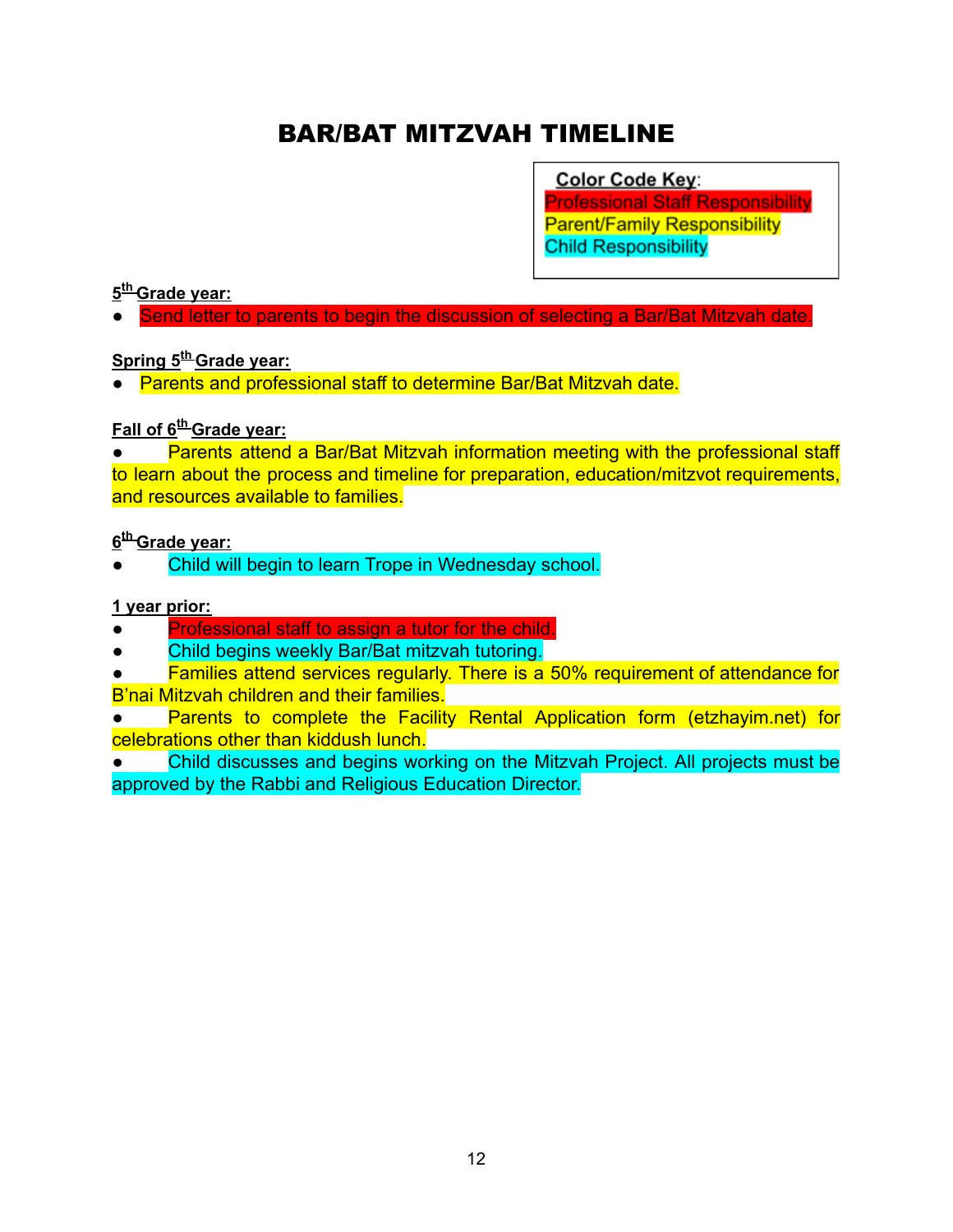# BAR/BAT MITZVAH TIMELINE

**Color Code Key**:
Professional Staff Responsibility
Parent/Family Responsibility
Child Responsibility

**5th Grade year:**

- Send letter to parents to begin the discussion of selecting a Bar/Bat Mitzvah date.

**Spring 5th Grade year:**

- Parents and professional staff to determine Bar/Bat Mitzvah date.

**Fall of 6th Grade year:**

- Parents attend a Bar/Bat Mitzvah information meeting with the professional staff to learn about the process and timeline for preparation, education/mitzvot requirements, and resources available to families.

**6th Grade year:**

- Child will begin to learn Trope in Wednesday school.

**1 year prior:**

- Professional staff to assign a tutor for the child.
- Child begins weekly Bar/Bat mitzvah tutoring.
- Families attend services regularly. There is a 50% requirement of attendance for B'nai Mitzvah children and their families.
- Parents to complete the Facility Rental Application form (etzhayim.net) for celebrations other than kiddush lunch.
- Child discusses and begins working on the Mitzvah Project. All projects must be approved by the Rabbi and Religious Education Director.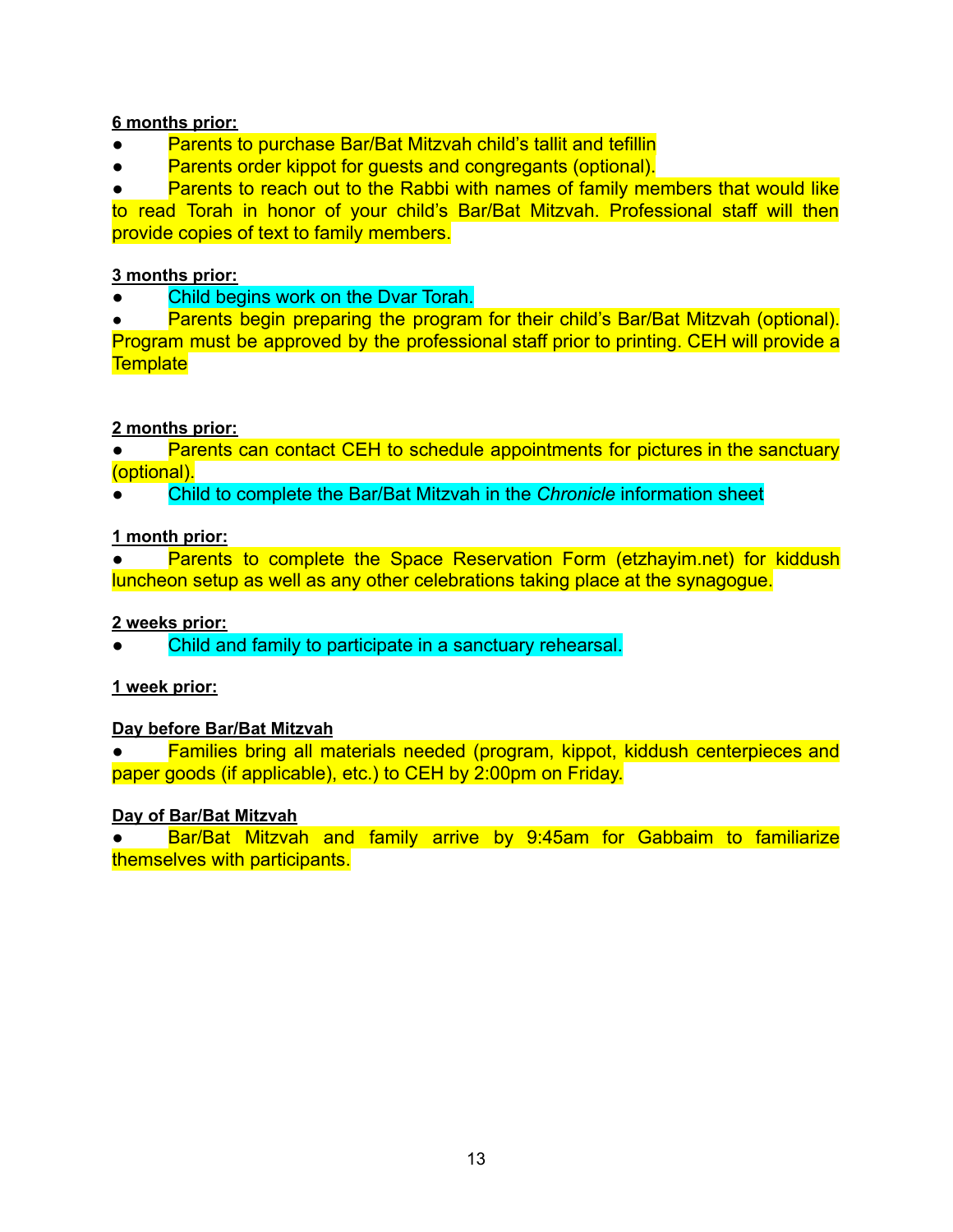**6 months prior:**

- Parents to purchase Bar/Bat Mitzvah child's tallit and tefillin
- Parents order kippot for guests and congregants (optional).
- Parents to reach out to the Rabbi with names of family members that would like to read Torah in honor of your child's Bar/Bat Mitzvah. Professional staff will then provide copies of text to family members.

**3 months prior:**

- Child begins work on the Dvar Torah.
- Parents begin preparing the program for their child's Bar/Bat Mitzvah (optional). Program must be approved by the professional staff prior to printing. CEH will provide a Template

**2 months prior:**

- Parents can contact CEH to schedule appointments for pictures in the sanctuary (optional).
- Child to complete the Bar/Bat Mitzvah in the *Chronicle* information sheet

**1 month prior:**

- Parents to complete the Space Reservation Form (etzhayim.net) for kiddush luncheon setup as well as any other celebrations taking place at the synagogue.

**2 weeks prior:**

- Child and family to participate in a sanctuary rehearsal.

**1 week prior:**

**Day before Bar/Bat Mitzvah**

- Families bring all materials needed (program, kippot, kiddush centerpieces and paper goods (if applicable), etc.) to CEH by 2:00pm on Friday.

**Day of Bar/Bat Mitzvah**

- Bar/Bat Mitzvah and family arrive by 9:45am for Gabbaim to familiarize themselves with participants.